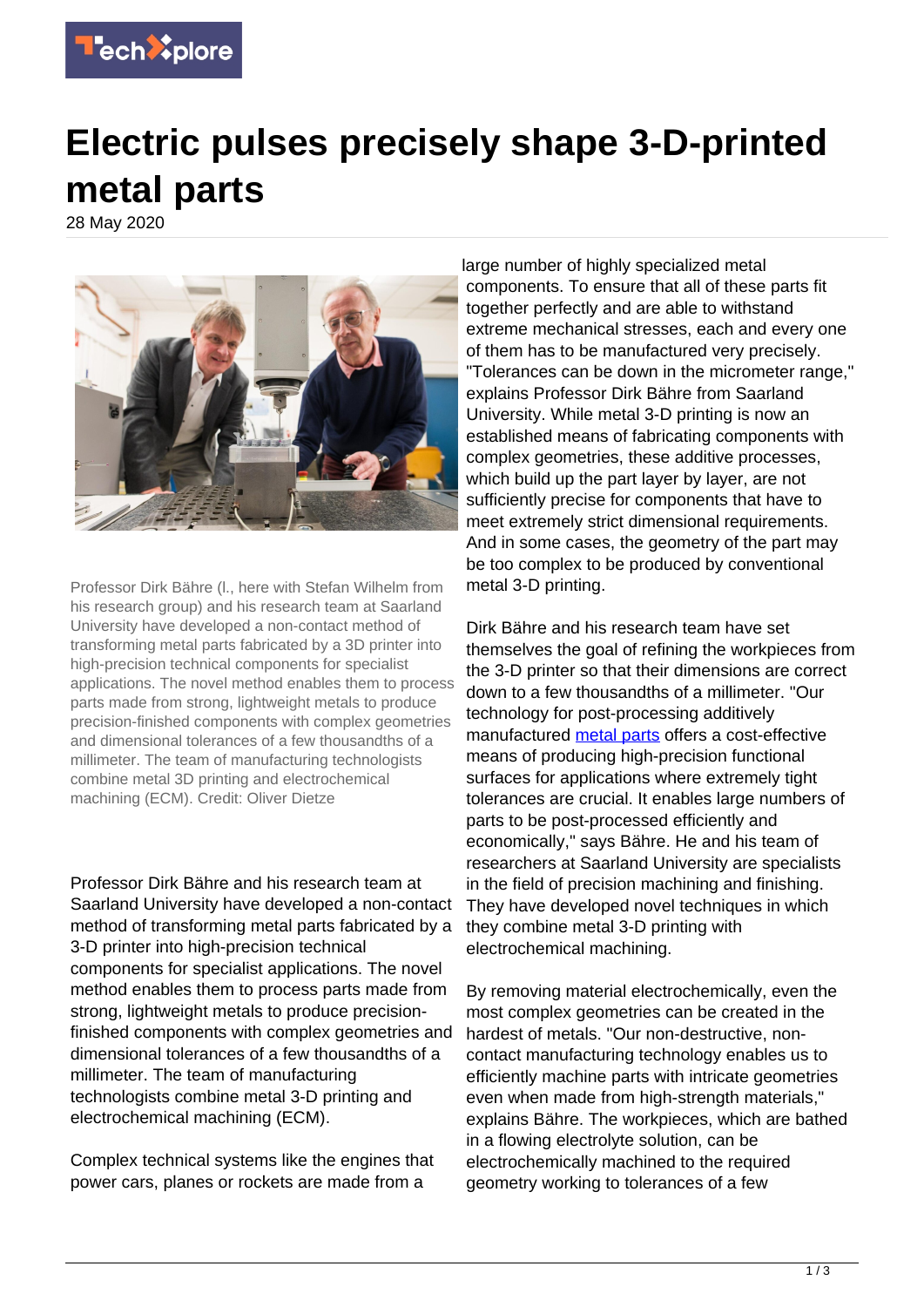# Electric pulses precisely shape 3-D-printed metal parts

28 May 2020

Professor Dirk Bähre (l., here with Stefan Wilhelm from his research group) and his research team at Saarland University have developed a non-contact method of transforming metal parts fabricated by a 3D printer into high-precision technical components for specialist applications. The novel method enables them to process parts made from strong, lightweight metals to produce precision-finished components with complex geometries and dimensional tolerances of a few thousandths of a millimeter. The team of manufacturing technologists combine metal 3D printing and electrochemical machining (ECM). Credit: Oliver Dietze

Professor Dirk Bähre and his research team at Saarland University have developed a non-contact method of transforming metal parts fabricated by a 3-D printer into high-precision technical components for specialist applications. The novel method enables them to process parts made from strong, lightweight metals to produce precision-finished components with complex geometries and dimensional tolerances of a few thousandths of a millimeter. The team of manufacturing technologists combine metal 3-D printing and electrochemical machining (ECM).

Complex technical systems like the engines that power cars, planes or rockets are made from a large number of highly specialized metal components. To ensure that all of these parts fit together perfectly and are able to withstand extreme mechanical stresses, each and every one of them has to be manufactured very precisely. "Tolerances can be down in the micrometer range," explains Professor Dirk Bähre from Saarland University. While metal 3-D printing is now an established means of fabricating components with complex geometries, these additive processes, which build up the part layer by layer, are not sufficiently precise for components that have to meet extremely strict dimensional requirements. And in some cases, the geometry of the part may be too complex to be produced by conventional metal 3-D printing.

Dirk Bähre and his research team have set themselves the goal of refining the workpieces from the 3-D printer so that their dimensions are correct down to a few thousandths of a millimeter. "Our technology for post-processing additively manufactured metal parts offers a cost-effective means of producing high-precision functional surfaces for applications where extremely tight tolerances are crucial. It enables large numbers of parts to be post-processed efficiently and economically," says Bähre. He and his team of researchers at Saarland University are specialists in the field of precision machining and finishing. They have developed novel techniques in which they combine metal 3-D printing with electrochemical machining.

By removing material electrochemically, even the most complex geometries can be created in the hardest of metals. "Our non-destructive, non-contact manufacturing technology enables us to efficiently machine parts with intricate geometries even when made from high-strength materials," explains Bähre. The workpieces, which are bathed in a flowing electrolyte solution, can be electrochemically machined to the required geometry working to tolerances of a few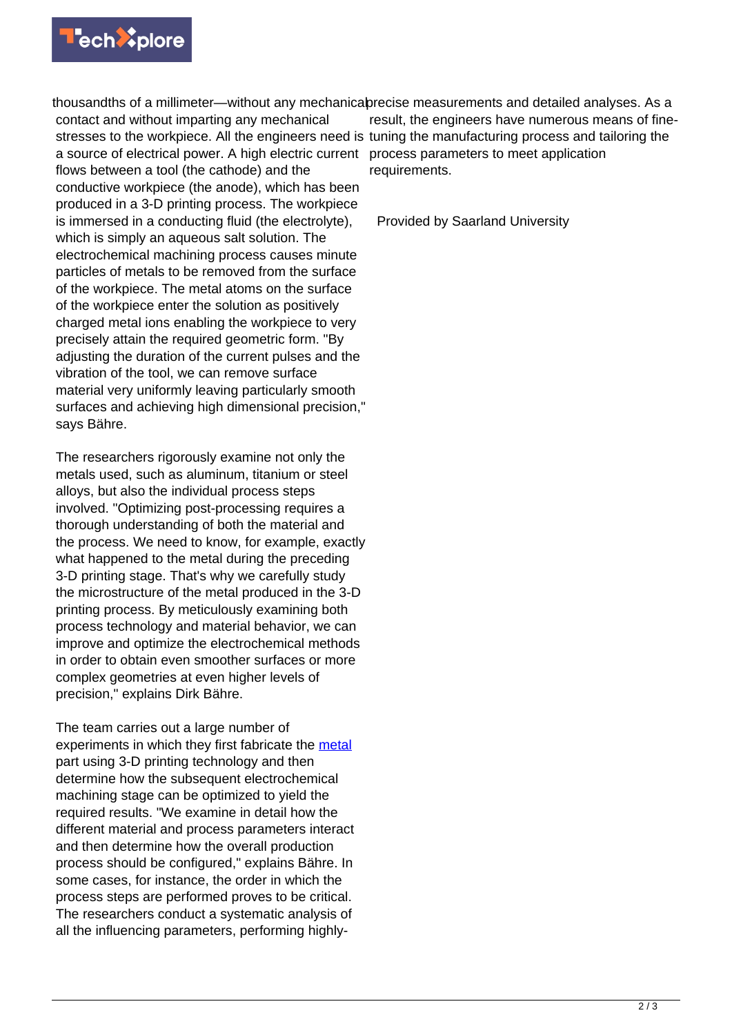thousandths of a millimeter—without any mechanical contact and without imparting any mechanical stresses to the workpiece. All the engineers need is a source of electrical power. A high electric current flows between a tool (the cathode) and the conductive workpiece (the anode), which has been produced in a 3-D printing process. The workpiece is immersed in a conducting fluid (the electrolyte), which is simply an aqueous salt solution. The electrochemical machining process causes minute particles of metals to be removed from the surface of the workpiece. The metal atoms on the surface of the workpiece enter the solution as positively charged metal ions enabling the workpiece to very precisely attain the required geometric form. "By adjusting the duration of the current pulses and the vibration of the tool, we can remove surface material very uniformly leaving particularly smooth surfaces and achieving high dimensional precision," says Bähre.

The researchers rigorously examine not only the metals used, such as aluminum, titanium or steel alloys, but also the individual process steps involved. "Optimizing post-processing requires a thorough understanding of both the material and the process. We need to know, for example, exactly what happened to the metal during the preceding 3-D printing stage. That's why we carefully study the microstructure of the metal produced in the 3-D printing process. By meticulously examining both process technology and material behavior, we can improve and optimize the electrochemical methods in order to obtain even smoother surfaces or more complex geometries at even higher levels of precision," explains Dirk Bähre.

The team carries out a large number of experiments in which they first fabricate the metal part using 3-D printing technology and then determine how the subsequent electrochemical machining stage can be optimized to yield the required results. "We examine in detail how the different material and process parameters interact and then determine how the overall production process should be configured," explains Bähre. In some cases, for instance, the order in which the process steps are performed proves to be critical. The researchers conduct a systematic analysis of all the influencing parameters, performing highly-precise measurements and detailed analyses. As a result, the engineers have numerous means of fine-tuning the manufacturing process and tailoring the process parameters to meet application requirements.

Provided by Saarland University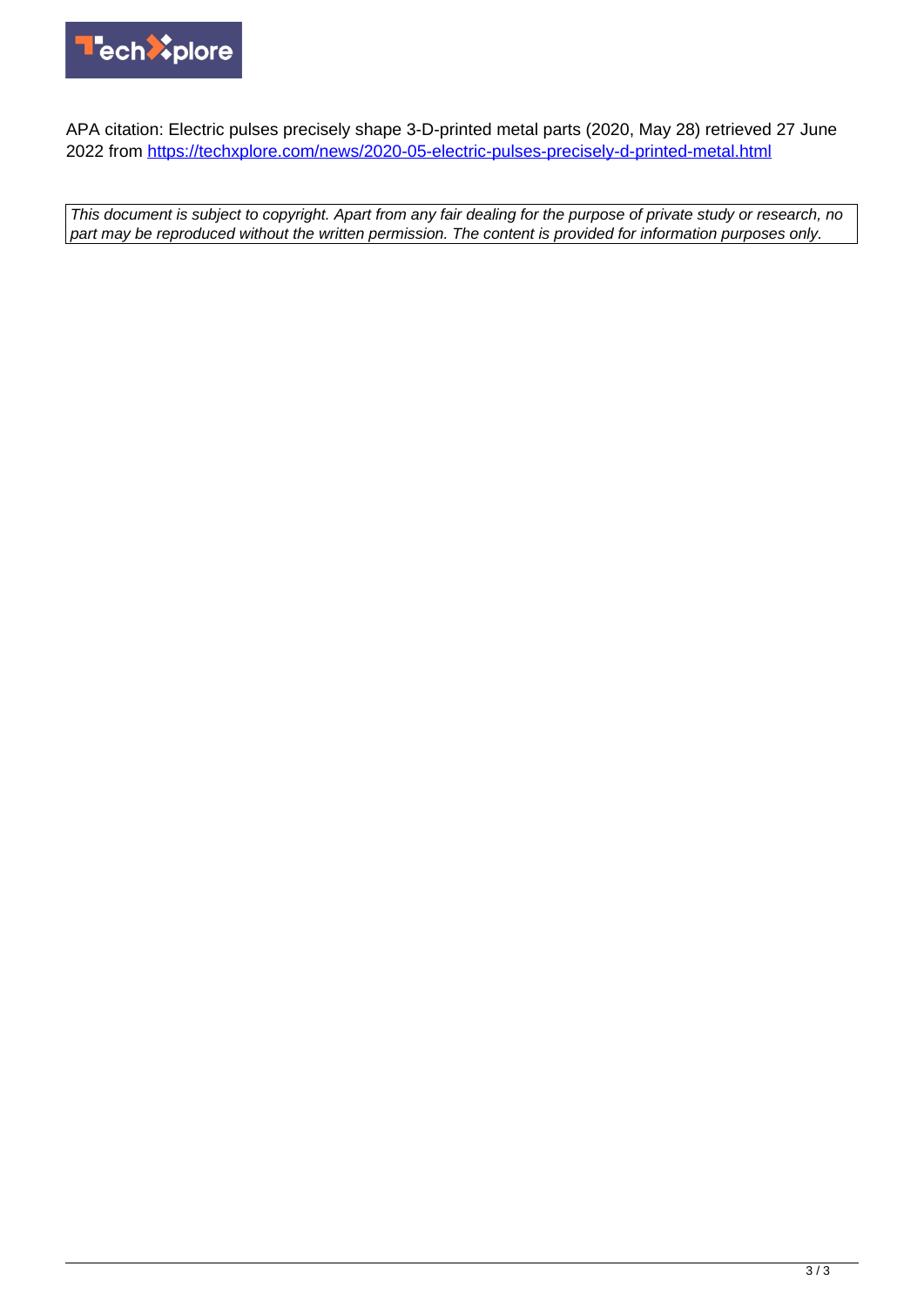APA citation: Electric pulses precisely shape 3-D-printed metal parts (2020, May 28) retrieved 27 June 2022 from https://techxplore.com/news/2020-05-electric-pulses-precisely-d-printed-metal.html

*This document is subject to copyright. Apart from any fair dealing for the purpose of private study or research, no part may be reproduced without the written permission. The content is provided for information purposes only.*